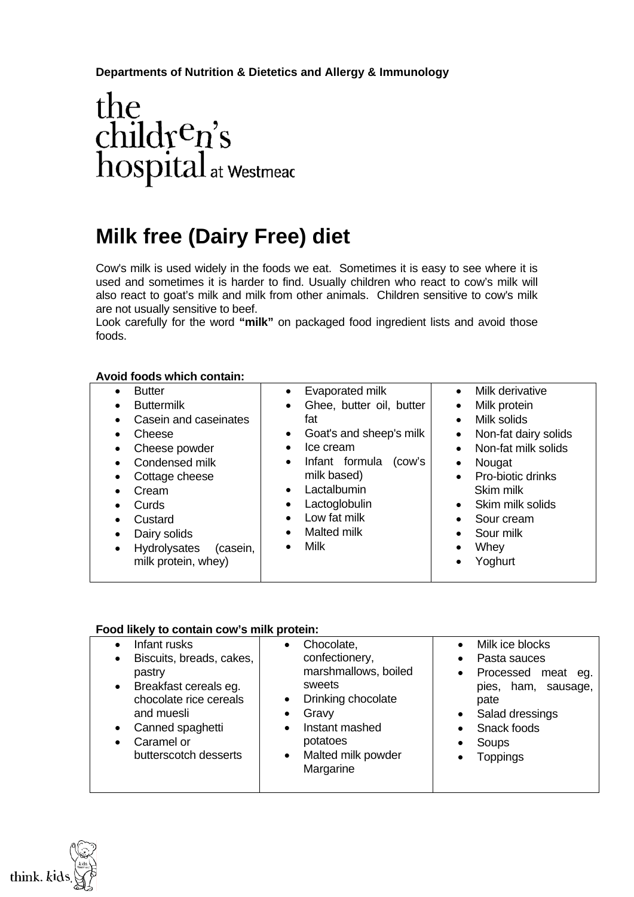**Departments of Nutrition & Dietetics and Allergy & Immunology**

the children's hospital at Westmead

# Milk free (Dairy Free) diet

Cow's milk is used widely in the foods we eat. Sometimes it is easy to see where it is used and sometimes it is harder to find. Usually children who react to cow's milk will also react to goat's milk and milk from other animals. Children sensitive to cow's milk are not usually sensitive to beef.
Look carefully for the word **"milk"** on packaged food ingredient lists and avoid those foods.

**Avoid foods which contain:**

| | | |
|---|---|---|
| • Butter<br>• Buttermilk<br>• Casein and caseinates<br>• Cheese<br>• Cheese powder<br>• Condensed milk<br>• Cottage cheese<br>• Cream<br>• Curds<br>• Custard<br>• Dairy solids<br>• Hydrolysates (casein, milk protein, whey) | • Evaporated milk<br>• Ghee, butter oil, butter fat<br>• Goat's and sheep's milk<br>• Ice cream<br>• Infant formula (cow's milk based)<br>• Lactalbumin<br>• Lactoglobulin<br>• Low fat milk<br>• Malted milk<br>• Milk | • Milk derivative<br>• Milk protein<br>• Milk solids<br>• Non-fat dairy solids<br>• Non-fat milk solids<br>• Nougat<br>• Pro-biotic drinks Skim milk<br>• Skim milk solids<br>• Sour cream<br>• Sour milk<br>• Whey<br>• Yoghurt |

**Food likely to contain cow's milk protein:**

| | | |
|---|---|---|
| • Infant rusks<br>• Biscuits, breads, cakes, pastry<br>• Breakfast cereals eg. chocolate rice cereals and muesli<br>• Canned spaghetti<br>• Caramel or butterscotch desserts | • Chocolate, confectionery, marshmallows, boiled sweets<br>• Drinking chocolate<br>• Gravy<br>• Instant mashed potatoes<br>• Malted milk powder Margarine | • Milk ice blocks<br>• Pasta sauces<br>• Processed meat eg. pies, ham, sausage, pate<br>• Salad dressings<br>• Snack foods<br>• Soups<br>• Toppings |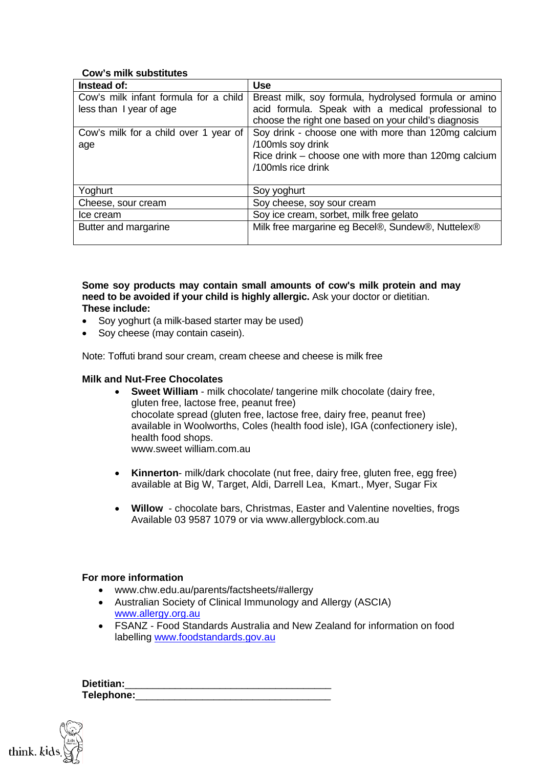**Cow's milk substitutes**

| Instead of: | Use |
|---|---|
| Cow's milk infant formula for a child less than I year of age | Breast milk, soy formula, hydrolysed formula or amino acid formula. Speak with a medical professional to choose the right one based on your child's diagnosis |
| Cow's milk for a child over 1 year of age | Soy drink - choose one with more than 120mg calcium /100mls soy drink<br>Rice drink – choose one with more than 120mg calcium /100mls rice drink |
| Yoghurt | Soy yoghurt |
| Cheese, sour cream | Soy cheese, soy sour cream |
| Ice cream | Soy ice cream, sorbet, milk free gelato |
| Butter and margarine | Milk free margarine eg Becel®, Sundew®, Nuttelex® |

**Some soy products may contain small amounts of cow's milk protein and may need to be avoided if your child is highly allergic.** Ask your doctor or dietitian.
**These include:**

- Soy yoghurt (a milk-based starter may be used)
- Soy cheese (may contain casein).

Note: Toffuti brand sour cream, cream cheese and cheese is milk free

**Milk and Nut-Free Chocolates**

- **Sweet William** - milk chocolate/ tangerine milk chocolate (dairy free, gluten free, lactose free, peanut free)
  chocolate spread (gluten free, lactose free, dairy free, peanut free)
  available in Woolworths, Coles (health food isle), IGA (confectionery isle), health food shops.
  www.sweet william.com.au

- **Kinnerton**- milk/dark chocolate (nut free, dairy free, gluten free, egg free)
  available at Big W, Target, Aldi, Darrell Lea, Kmart., Myer, Sugar Fix

- **Willow** - chocolate bars, Christmas, Easter and Valentine novelties, frogs
  Available 03 9587 1079 or via www.allergyblock.com.au

**For more information**

- www.chw.edu.au/parents/factsheets/#allergy
- Australian Society of Clinical Immunology and Allergy (ASCIA) www.allergy.org.au
- FSANZ - Food Standards Australia and New Zealand for information on food labelling www.foodstandards.gov.au

**Dietitian:**_____________________________________

**Telephone:**___________________________________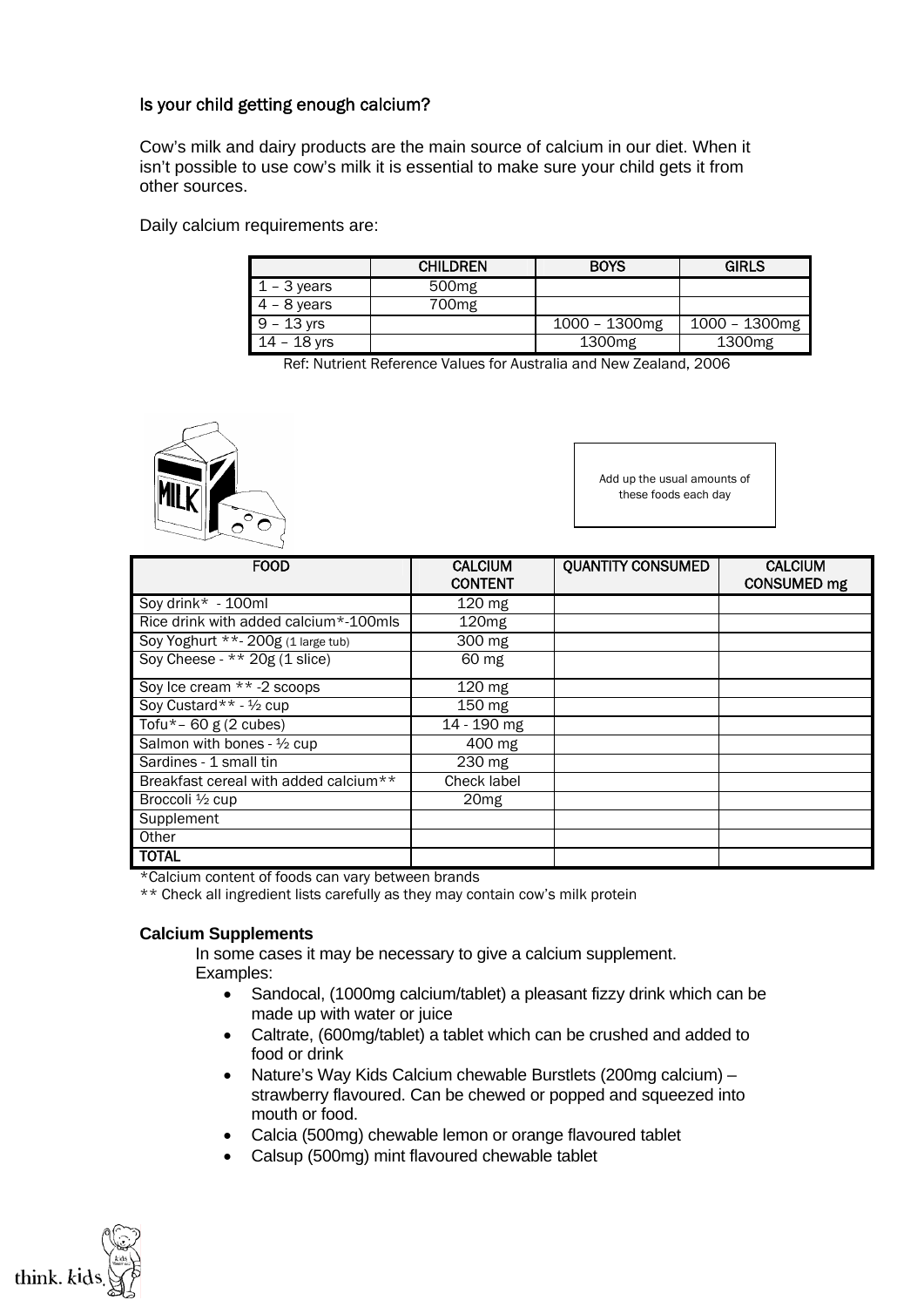## Is your child getting enough calcium?

Cow's milk and dairy products are the main source of calcium in our diet. When it isn't possible to use cow's milk it is essential to make sure your child gets it from other sources.

Daily calcium requirements are:

| | CHILDREN | BOYS | GIRLS |
|---|---|---|---|
| 1 – 3 years | 500mg | | |
| 4 – 8 years | 700mg | | |
| 9 – 13 yrs | | 1000 – 1300mg | 1000 – 1300mg |
| 14 – 18 yrs | | 1300mg | 1300mg |

Ref: Nutrient Reference Values for Australia and New Zealand, 2006

Add up the usual amounts of these foods each day

| FOOD | CALCIUM CONTENT | QUANTITY CONSUMED | CALCIUM CONSUMED mg |
|---|---|---|---|
| Soy drink* - 100ml | 120 mg | | |
| Rice drink with added calcium*-100mls | 120mg | | |
| Soy Yoghurt **- 200g (1 large tub) | 300 mg | | |
| Soy Cheese - ** 20g (1 slice) | 60 mg | | |
| Soy Ice cream ** -2 scoops | 120 mg | | |
| Soy Custard** - ½ cup | 150 mg | | |
| Tofu*– 60 g (2 cubes) | 14 - 190 mg | | |
| Salmon with bones - ½ cup | 400 mg | | |
| Sardines - 1 small tin | 230 mg | | |
| Breakfast cereal with added calcium** | Check label | | |
| Broccoli ½ cup | 20mg | | |
| Supplement | | | |
| Other | | | |
| **TOTAL** | | | |

*Calcium content of foods can vary between brands

** Check all ingredient lists carefully as they may contain cow's milk protein

**Calcium Supplements**

In some cases it may be necessary to give a calcium supplement.
Examples:

- Sandocal, (1000mg calcium/tablet) a pleasant fizzy drink which can be made up with water or juice
- Caltrate, (600mg/tablet) a tablet which can be crushed and added to food or drink
- Nature's Way Kids Calcium chewable Burstlets (200mg calcium) – strawberry flavoured. Can be chewed or popped and squeezed into mouth or food.
- Calcia (500mg) chewable lemon or orange flavoured tablet
- Calsup (500mg) mint flavoured chewable tablet